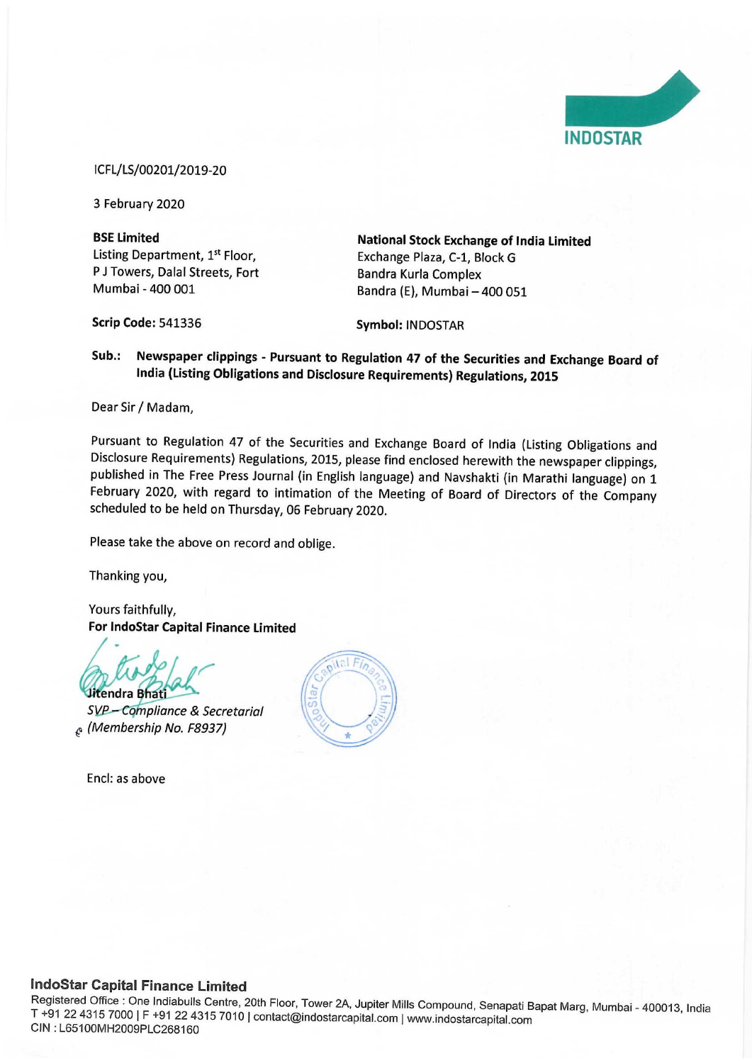INDOSTAR

ICFL/LS/00201/2019-20

3 February 2020

**BSE Limited**
Listing Department, 1st Floor,
P J Towers, Dalal Streets, Fort
Mumbai - 400 001

**Scrip Code:** 541336

**National Stock Exchange of India Limited**
Exchange Plaza, C-1, Block G
Bandra Kurla Complex
Bandra (E), Mumbai – 400 051

**Symbol:** INDOSTAR

**Sub.: Newspaper clippings - Pursuant to Regulation 47 of the Securities and Exchange Board of India (Listing Obligations and Disclosure Requirements) Regulations, 2015**

Dear Sir / Madam,

Pursuant to Regulation 47 of the Securities and Exchange Board of India (Listing Obligations and Disclosure Requirements) Regulations, 2015, please find enclosed herewith the newspaper clippings, published in The Free Press Journal (in English language) and Navshakti (in Marathi language) on 1 February 2020, with regard to intimation of the Meeting of Board of Directors of the Company scheduled to be held on Thursday, 06 February 2020.

Please take the above on record and oblige.

Thanking you,

Yours faithfully,
**For IndoStar Capital Finance Limited**

Jitendra Bhati
*SVP – Compliance & Secretarial*
*(Membership No. F8937)*

Encl: as above

**IndoStar Capital Finance Limited**
Registered Office : One Indiabulls Centre, 20th Floor, Tower 2A, Jupiter Mills Compound, Senapati Bapat Marg, Mumbai - 400013, India
T +91 22 4315 7000 | F +91 22 4315 7010 | contact@indostarcapital.com | www.indostarcapital.com
CIN : L65100MH2009PLC268160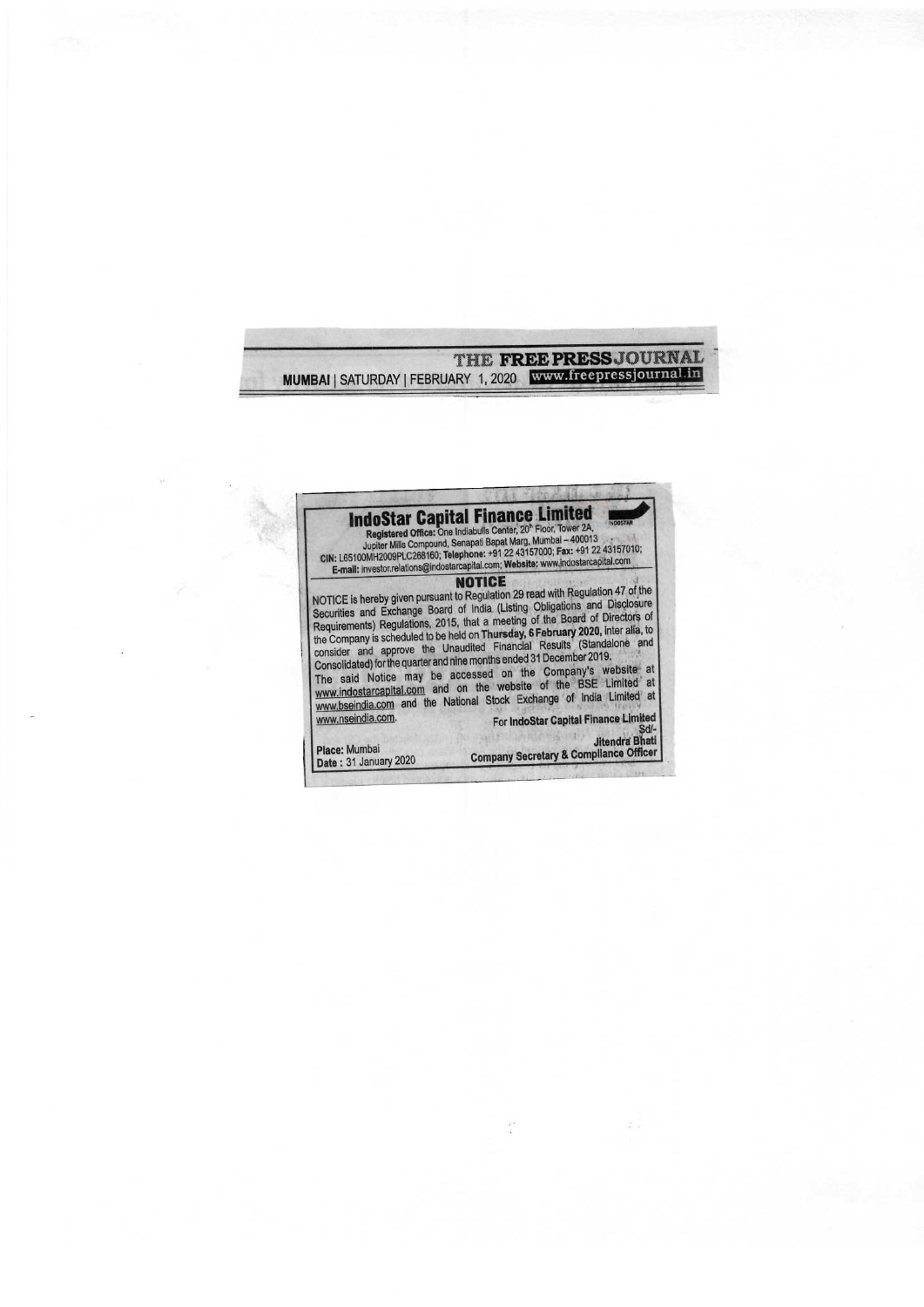THE FREE PRESS JOURNAL

MUMBAI | SATURDAY | FEBRUARY 1, 2020 www.freepressjournal.in

# IndoStar Capital Finance Limited

**Registered Office:** One Indiabulls Center, 20th Floor, Tower 2A, Jupiter Mills Compound, Senapati Bapat Marg, Mumbai – 400013

**CIN:** L65100MH2009PLC268160; **Telephone:** +91 22 43157000; **Fax:** +91 22 43157010; **E-mail:** investor.relations@indostarcapital.com; **Website:** www.indostarcapital.com

## NOTICE

NOTICE is hereby given pursuant to Regulation 29 read with Regulation 47 of the Securities and Exchange Board of India (Listing Obligations and Disclosure Requirements) Regulations, 2015, that a meeting of the Board of Directors of the Company is scheduled to be held on **Thursday, 6 February 2020,** inter alia, to consider and approve the Unaudited Financial Results (Standalone and Consolidated) for the quarter and nine months ended 31 December 2019.

The said Notice may be accessed on the Company's website at www.indostarcapital.com and on the website of the BSE Limited at www.bseindia.com and the National Stock Exchange of India Limited at www.nseindia.com.

For **IndoStar Capital Finance Limited**

Sd/-

**Jitendra Bhati**

**Company Secretary & Compliance Officer**

Place: Mumbai

Date : 31 January 2020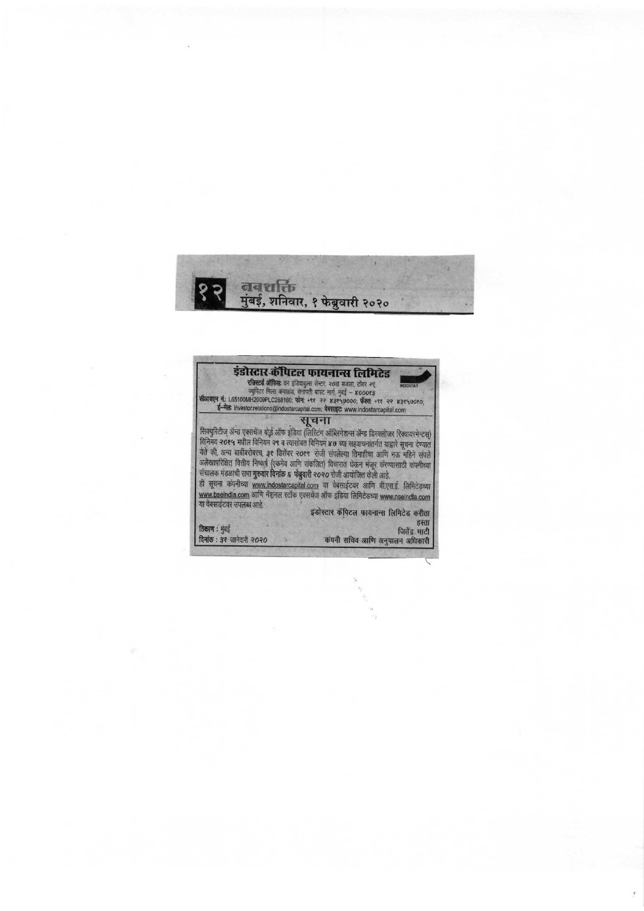नवशक्ति
मुंबई, शनिवार, १ फेब्रुवारी २०२०

# इंडोस्टार कॅपिटल फायनान्स लिमिटेड

**रजिस्टर्ड ऑफिस:** वन इंडियाबुल्स सेन्टर, २०वा मजला, टॉवर २ए, ज्युपिटर मिल्स कंपाऊंड, सेनापती बापट मार्ग, मुंबई – ४०००१३

**सीआयएन नं.:** L65100MH2009PLC268160; **फोन:** +९१ २२ ४३१५७०००; **फॅक्स:** +९१ २२ ४३१५७०१०;
**ई-मेल:** investor.relations@indostarcapital.com; **वेबसाईट:** www.indostarcapital.com

## सूचना

सिक्युरिटीज् अँन्ड एक्सचेंज बोर्ड ऑफ इंडिया (लिस्टिंग ऑब्लिगेशन्स अँन्ड डिस्क्लोजर रिक्वायरमेन्ट्स) विनियम २०१५ मधील विनियम २९ व त्यासोबत विनियम ४७ च्या सहवाचनांतर्गत याद्वारे सूचना देण्यात येते की, अन्य बाबींबरोबरच, ३१ डिसेंबर २०१९ रोजी संपलेल्या तिमाहीचा आणि नऊ महिने संपले अलेखापरिक्षित वित्तीय निष्कर्ष (एकमेव आणि संकलित) विचारात घेऊन मंजूर करण्यासाठी कंपनीच्या संचालक मंडळाची सभा **गुरुवार दिनांक ६ फेब्रुवारी २०२० रोजी** आयोजित केली आहे.

ही सूचना कंपनीच्या www.indostarcapital.com या वेबसाईटवर आणि बीएसई लिमिटेडच्या www.bseindia.com आणि नॅशनल स्टॉक एक्सचेंज ऑफ इंडिया लिमिटेडच्या www.nseindia.com या वेबसाईटवर उपलब्ध आहे.

इंडोस्टार कॅपिटल फायनान्स लिमिटेड करीता
हस्ता
जितेंद्र भाटी
कंपनी सचिव आणि अनुपालन अधिकारी

ठिकाण : मुंबई
दिनांक : ३१ जानेवारी २०२०